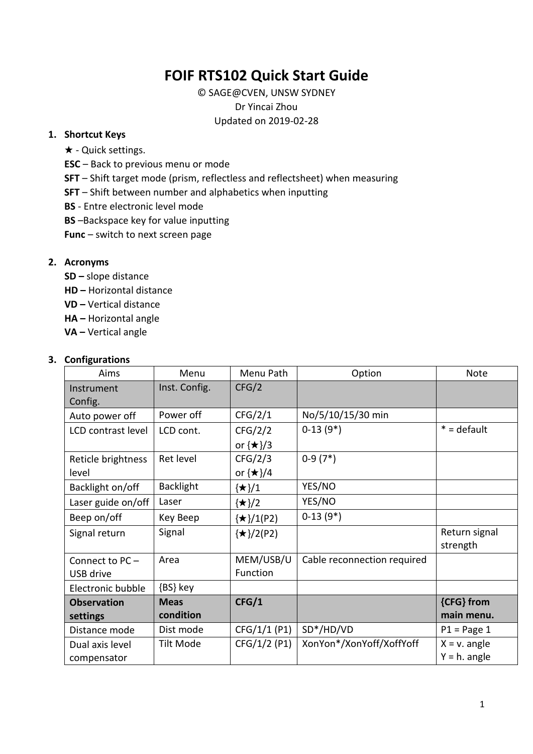# FOIF RTS102 Quick Start Guide

© SAGE@CVEN, UNSW SYDNEY

Dr Yincai Zhou

Updated on 2019-02-28

## 1. Shortcut Keys

★ - Quick settings.

**ESC** – Back to previous menu or mode

**SFT** – Shift target mode (prism, reflectless and reflectsheet) when measuring

**SFT** – Shift between number and alphabetics when inputting

**BS** - Entre electronic level mode

**BS** –Backspace key for value inputting

**Func** – switch to next screen page

## 2. Acronyms

**SD –** slope distance

**HD –** Horizontal distance

**VD –** Vertical distance

**HA –** Horizontal angle

**VA –** Vertical angle

## 3. Configurations

| Aims | Menu | Menu Path | Option | Note |
|---|---|---|---|---|
| Instrument Config. | Inst. Config. | CFG/2 | | |
| Auto power off | Power off | CFG/2/1 | No/5/10/15/30 min | |
| LCD contrast level | LCD cont. | CFG/2/2 or {★}/3 | 0-13 (9*) | * = default |
| Reticle brightness level | Ret level | CFG/2/3 or {★}/4 | 0-9 (7*) | |
| Backlight on/off | Backlight | {★}/1 | YES/NO | |
| Laser guide on/off | Laser | {★}/2 | YES/NO | |
| Beep on/off | Key Beep | {★}/1(P2) | 0-13 (9*) | |
| Signal return | Signal | {★}/2(P2) | | Return signal strength |
| Connect to PC – USB drive | Area | MEM/USB/U Function | Cable reconnection required | |
| Electronic bubble | {BS} key | | | |
| **Observation settings** | **Meas condition** | **CFG/1** | | **{CFG} from main menu.** |
| Distance mode | Dist mode | CFG/1/1 (P1) | SD*/HD/VD | P1 = Page 1 |
| Dual axis level compensator | Tilt Mode | CFG/1/2 (P1) | XonYon*/XonYoff/XoffYoff | X = v. angle Y = h. angle |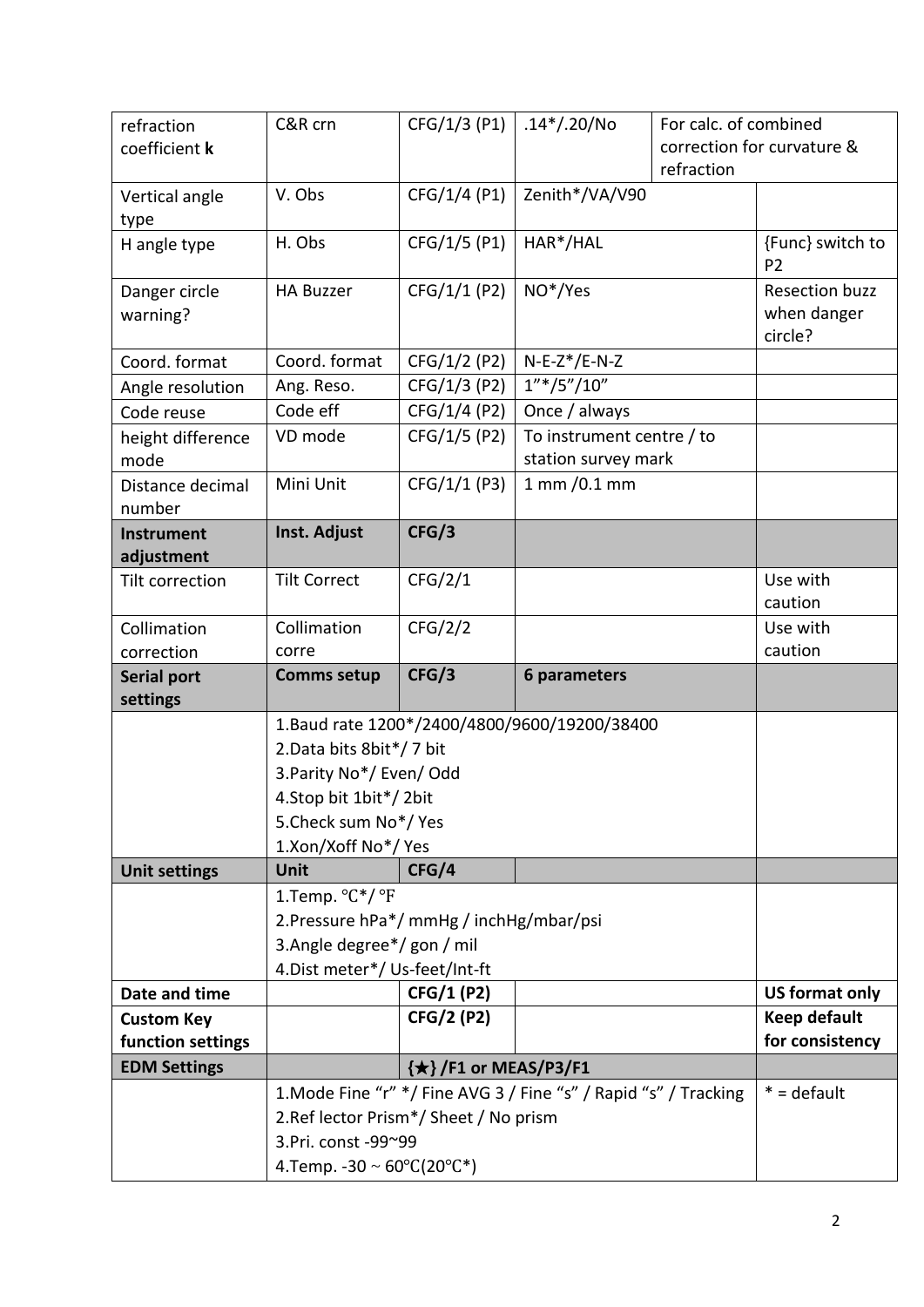| | | | | | |
|---|---|---|---|---|---|
| refraction coefficient **k** | C&R crn | CFG/1/3 (P1) | .14*/.20/No | For calc. of combined correction for curvature & refraction | |
| Vertical angle type | V. Obs | CFG/1/4 (P1) | Zenith*/VA/V90 | | |
| H angle type | H. Obs | CFG/1/5 (P1) | HAR*/HAL | | {Func} switch to P2 |
| Danger circle warning? | HA Buzzer | CFG/1/1 (P2) | NO*/Yes | | Resection buzz when danger circle? |
| Coord. format | Coord. format | CFG/1/2 (P2) | N-E-Z*/E-N-Z | | |
| Angle resolution | Ang. Reso. | CFG/1/3 (P2) | 1"*/5"/10" | | |
| Code reuse | Code eff | CFG/1/4 (P2) | Once / always | | |
| height difference mode | VD mode | CFG/1/5 (P2) | To instrument centre / to station survey mark | | |
| Distance decimal number | Mini Unit | CFG/1/1 (P3) | 1 mm /0.1 mm | | |
| **Instrument adjustment** | **Inst. Adjust** | **CFG/3** | | | |
| Tilt correction | Tilt Correct | CFG/2/1 | | | Use with caution |
| Collimation correction | Collimation corre | CFG/2/2 | | | Use with caution |
| **Serial port settings** | **Comms setup** | **CFG/3** | **6 parameters** | | |
| | 1.Baud rate 1200*/2400/4800/9600/19200/38400<br>2.Data bits 8bit*/ 7 bit<br>3.Parity No*/ Even/ Odd<br>4.Stop bit 1bit*/ 2bit<br>5.Check sum No*/ Yes<br>1.Xon/Xoff No*/ Yes | | | | |
| **Unit settings** | **Unit** | **CFG/4** | | | |
| | 1.Temp. ℃*/ ℉<br>2.Pressure hPa*/ mmHg / inchHg/mbar/psi<br>3.Angle degree*/ gon / mil<br>4.Dist meter*/ Us-feet/Int-ft | | | | |
| **Date and time** | | **CFG/1 (P2)** | | | **US format only** |
| **Custom Key function settings** | | **CFG/2 (P2)** | | | **Keep default for consistency** |
| **EDM Settings** | | **{★} /F1 or MEAS/P3/F1** | | | |
| | 1.Mode Fine "r" */ Fine AVG 3 / Fine "s" / Rapid "s" / Tracking<br>2.Ref lector Prism*/ Sheet / No prism<br>3.Pri. const -99~99<br>4.Temp. -30 ~ 60℃(20℃*) | | | | * = default |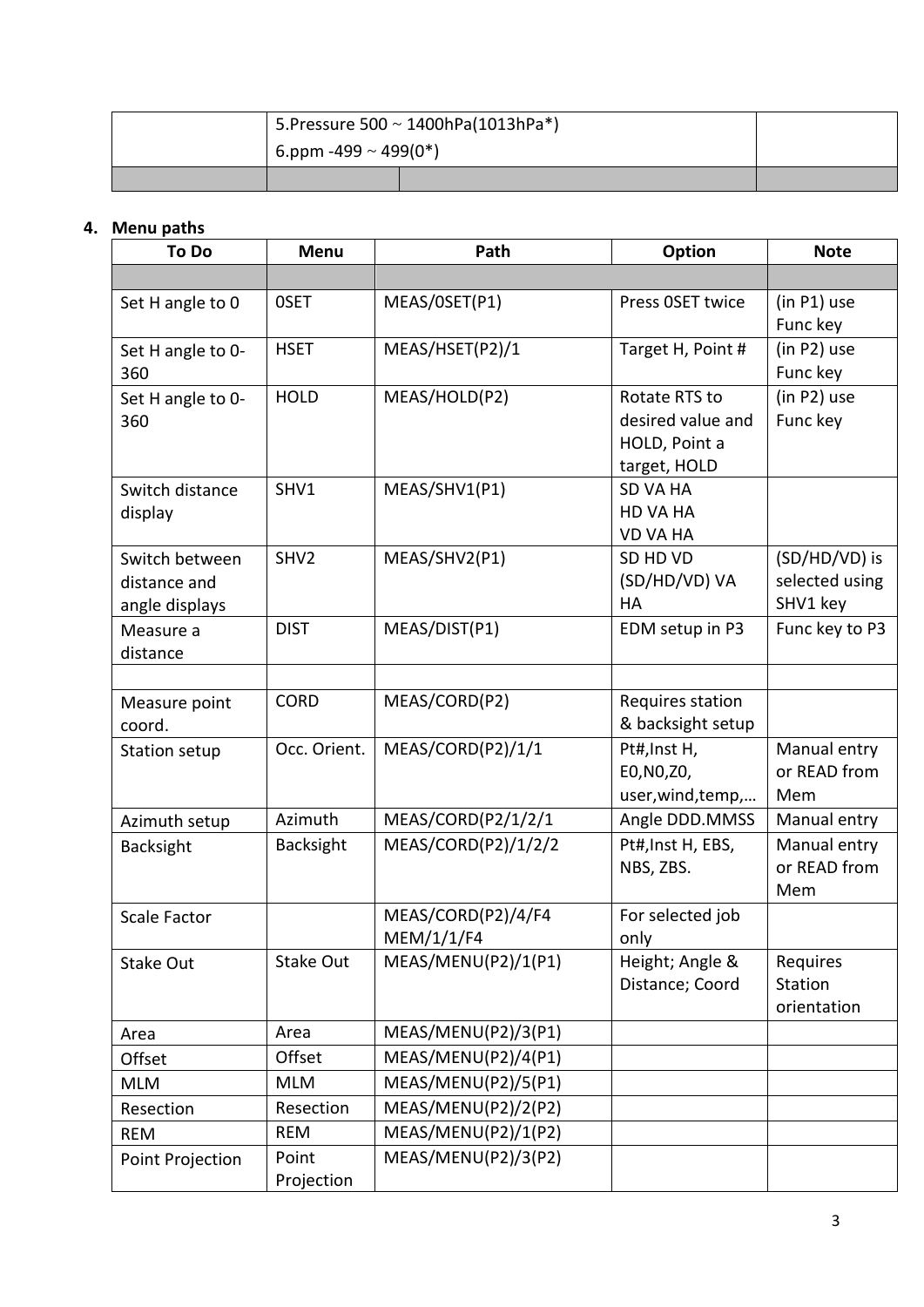| | 5.Pressure 500 ~ 1400hPa(1013hPa*)<br>6.ppm -499 ~ 499(0*) | |
|---|---|---|
| | | |

4. **Menu paths**

| To Do | Menu | Path | Option | Note |
|---|---|---|---|---|
| | | | | |
| Set H angle to 0 | 0SET | MEAS/0SET(P1) | Press 0SET twice | (in P1) use Func key |
| Set H angle to 0-360 | HSET | MEAS/HSET(P2)/1 | Target H, Point # | (in P2) use Func key |
| Set H angle to 0-360 | HOLD | MEAS/HOLD(P2) | Rotate RTS to desired value and HOLD, Point a target, HOLD | (in P2) use Func key |
| Switch distance display | SHV1 | MEAS/SHV1(P1) | SD VA HA<br>HD VA HA<br>VD VA HA | |
| Switch between distance and angle displays | SHV2 | MEAS/SHV2(P1) | SD HD VD<br>(SD/HD/VD) VA HA | (SD/HD/VD) is selected using SHV1 key |
| Measure a distance | DIST | MEAS/DIST(P1) | EDM setup in P3 | Func key to P3 |
| | | | | |
| Measure point coord. | CORD | MEAS/CORD(P2) | Requires station & backsight setup | |
| Station setup | Occ. Orient. | MEAS/CORD(P2)/1/1 | Pt#,Inst H, E0,N0,Z0, user,wind,temp,… | Manual entry or READ from Mem |
| Azimuth setup | Azimuth | MEAS/CORD(P2/1/2/1 | Angle DDD.MMSS | Manual entry |
| Backsight | Backsight | MEAS/CORD(P2)/1/2/2 | Pt#,Inst H, EBS, NBS, ZBS. | Manual entry or READ from Mem |
| Scale Factor | | MEAS/CORD(P2)/4/F4<br>MEM/1/1/F4 | For selected job only | |
| Stake Out | Stake Out | MEAS/MENU(P2)/1(P1) | Height; Angle & Distance; Coord | Requires Station orientation |
| Area | Area | MEAS/MENU(P2)/3(P1) | | |
| Offset | Offset | MEAS/MENU(P2)/4(P1) | | |
| MLM | MLM | MEAS/MENU(P2)/5(P1) | | |
| Resection | Resection | MEAS/MENU(P2)/2(P2) | | |
| REM | REM | MEAS/MENU(P2)/1(P2) | | |
| Point Projection | Point Projection | MEAS/MENU(P2)/3(P2) | | |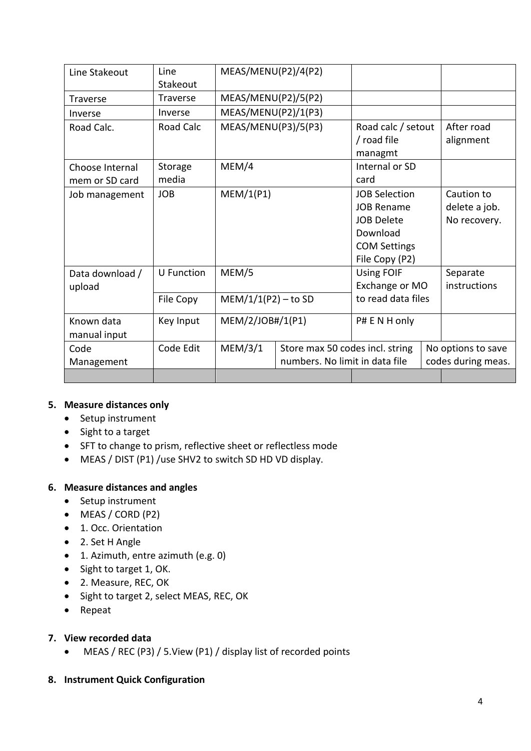| | | | | |
|---|---|---|---|---|
| Line Stakeout | Line Stakeout | MEAS/MENU(P2)/4(P2) | | |
| Traverse | Traverse | MEAS/MENU(P2)/5(P2) | | |
| Inverse | Inverse | MEAS/MENU(P2)/1(P3) | | |
| Road Calc. | Road Calc | MEAS/MENU(P3)/5(P3) | Road calc / setout / road file managmt | After road alignment |
| Choose Internal mem or SD card | Storage media | MEM/4 | Internal or SD card | |
| Job management | JOB | MEM/1(P1) | JOB Selection<br>JOB Rename<br>JOB Delete<br>Download<br>COM Settings<br>File Copy (P2) | Caution to delete a job. No recovery. |
| Data download / upload | U Function | MEM/5 | Using FOIF Exchange or MO to read data files | Separate instructions |
| | File Copy | MEM/1/1(P2) – to SD | | |
| Known data manual input | Key Input | MEM/2/JOB#/1(P1) | P# E N H only | |
| Code Management | Code Edit | MEM/3/1 | Store max 50 codes incl. string numbers. No limit in data file | No options to save codes during meas. |
| | | | | |

**5. Measure distances only**

- Setup instrument
- Sight to a target
- SFT to change to prism, reflective sheet or reflectless mode
- MEAS / DIST (P1) /use SHV2 to switch SD HD VD display.

**6. Measure distances and angles**

- Setup instrument
- MEAS / CORD (P2)
- 1. Occ. Orientation
- 2. Set H Angle
- 1. Azimuth, entre azimuth (e.g. 0)
- Sight to target 1, OK.
- 2. Measure, REC, OK
- Sight to target 2, select MEAS, REC, OK
- Repeat

**7. View recorded data**

- MEAS / REC (P3) / 5.View (P1) / display list of recorded points

**8. Instrument Quick Configuration**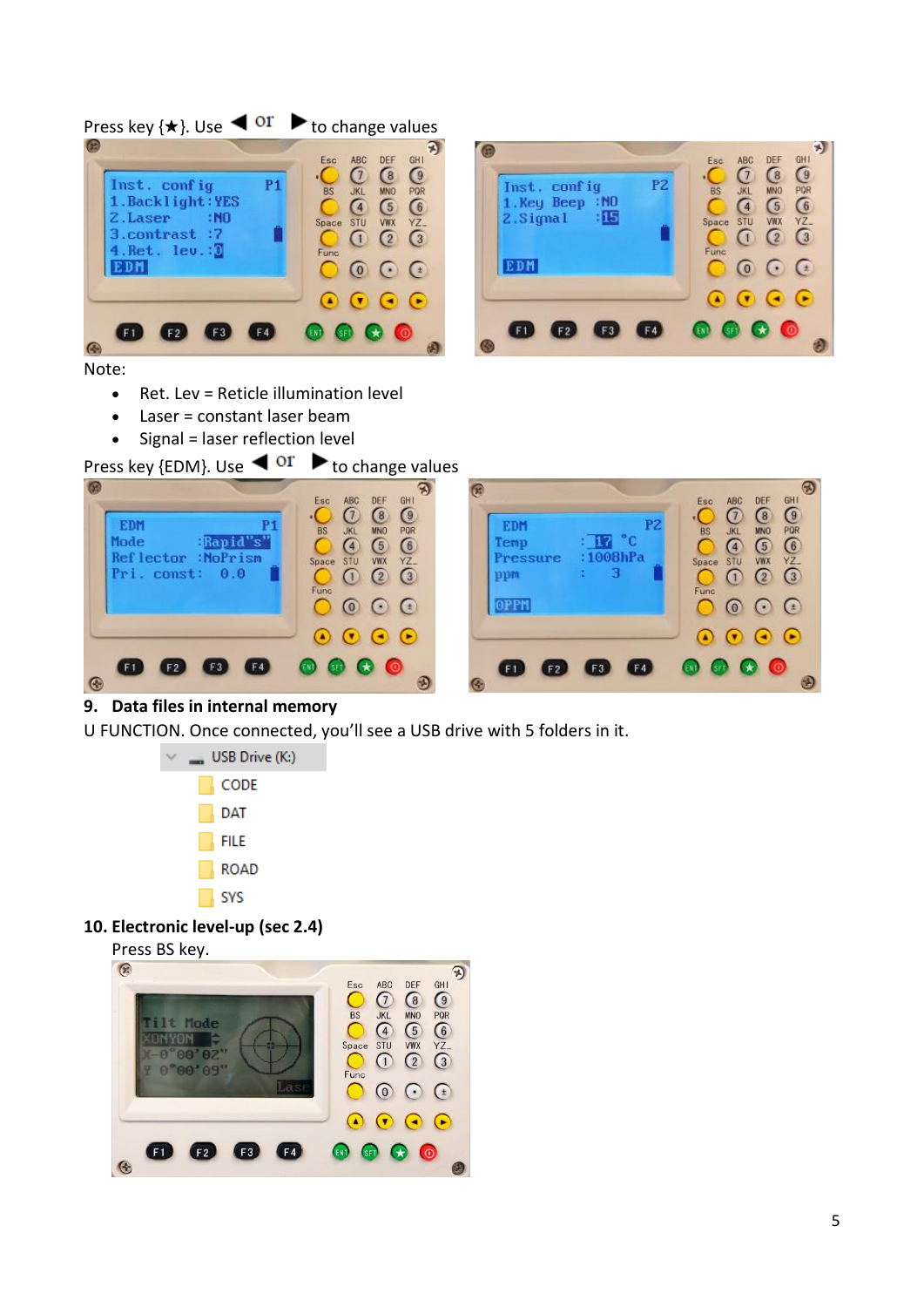Press key {★}. Use ◀ or ▶ to change values

Note:

- Ret. Lev = Reticle illumination level
- Laser = constant laser beam
- Signal = laser reflection level

Press key {EDM}. Use ◀ or ▶ to change values

## 9. Data files in internal memory

U FUNCTION. Once connected, you'll see a USB drive with 5 folders in it.

- USB Drive (K:)
  - CODE
  - DAT
  - FILE
  - ROAD
  - SYS

## 10. Electronic level-up (sec 2.4)

Press BS key.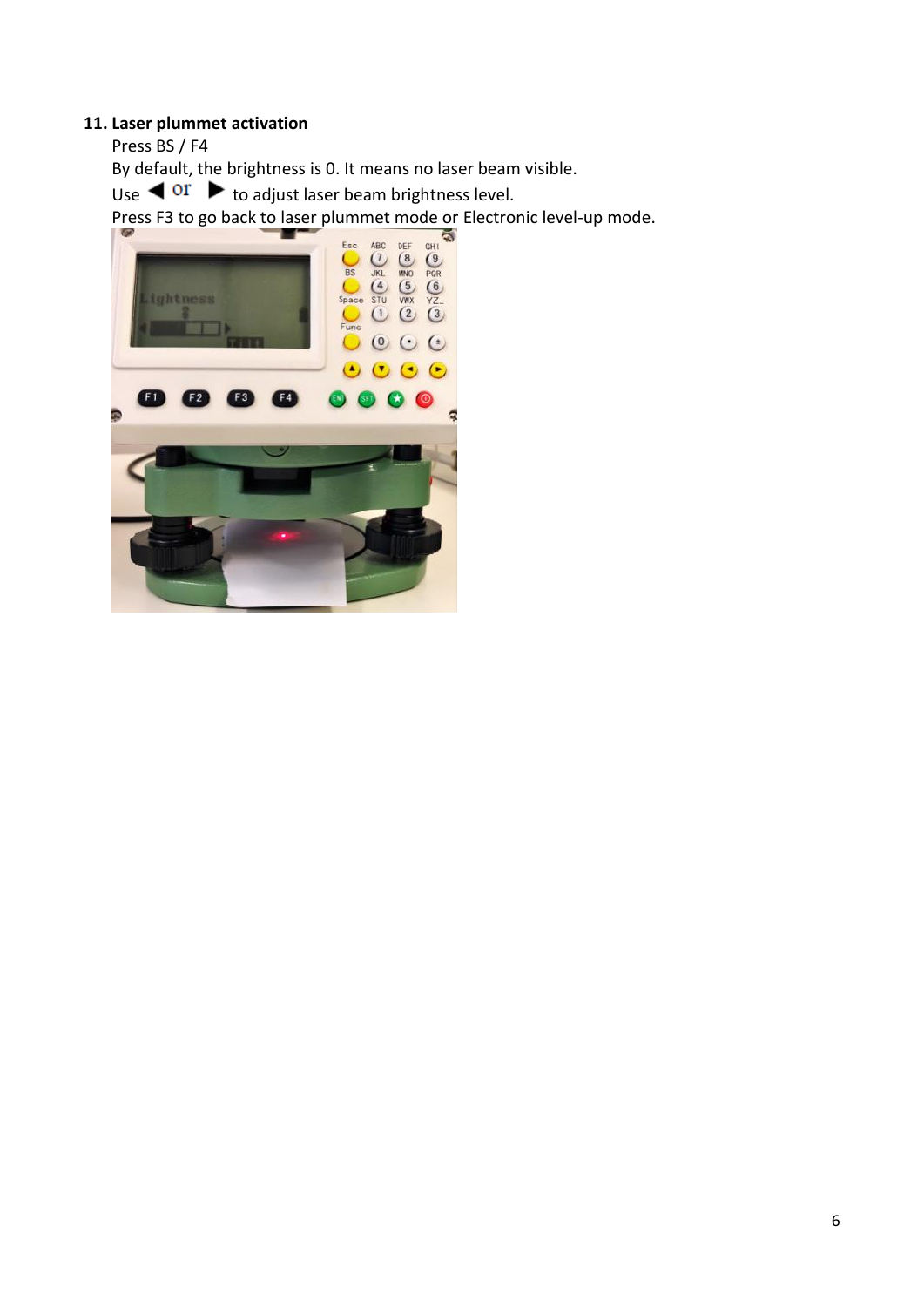### 11. Laser plummet activation

Press BS / F4

By default, the brightness is 0. It means no laser beam visible.

Use ◀ or ▶ to adjust laser beam brightness level.

Press F3 to go back to laser plummet mode or Electronic level-up mode.